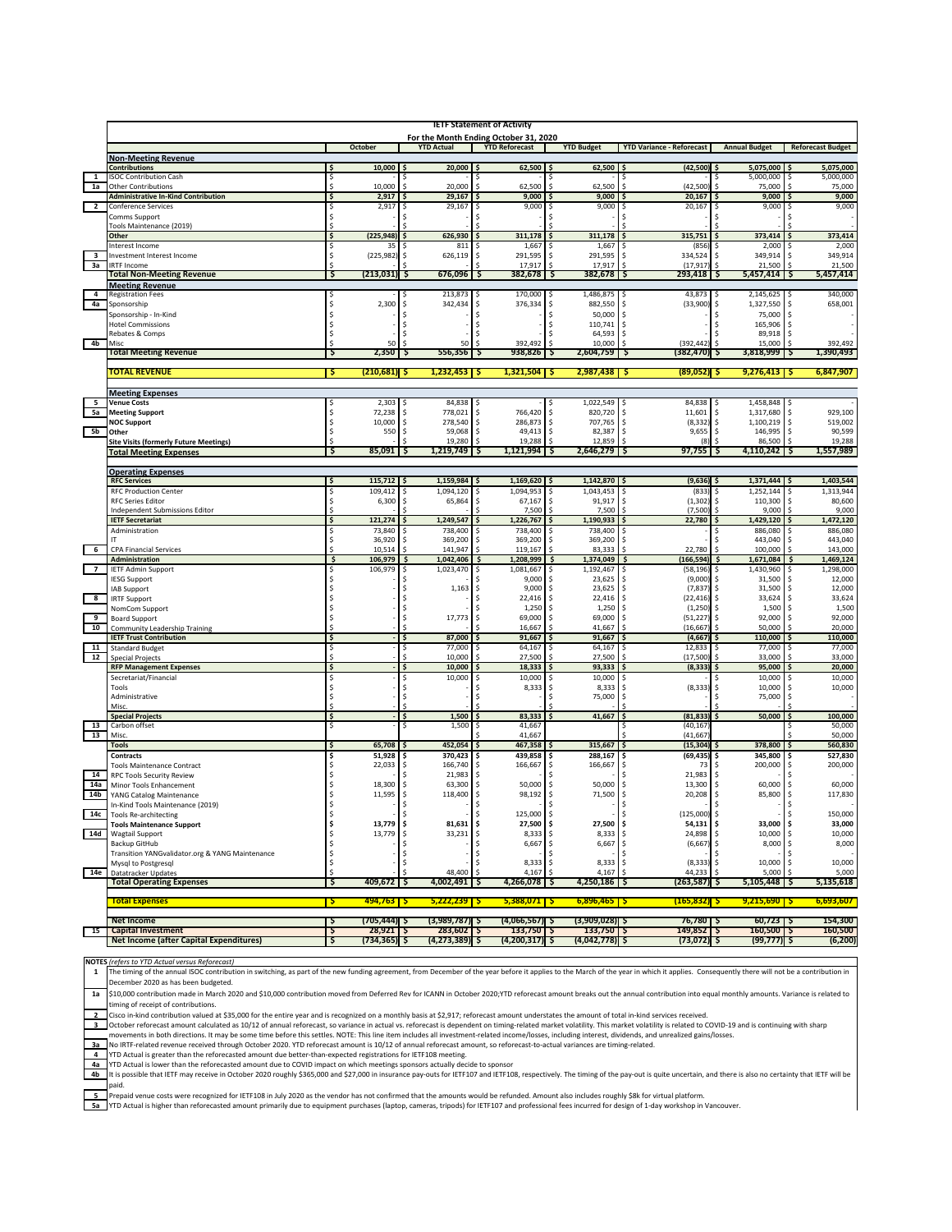# IETF Statement of Activity

## For the Month Ending October 31, 2020

| | | October | YTD Actual | YTD Reforecast | YTD Budget | YTD Variance - Reforecast | Annual Budget | Reforecast Budget |
|---|---|---|---|---|---|---|---|---|
| | **Non-Meeting Revenue** | | | | | | | |
| | **Contributions** | $ 10,000 | $ 20,000 | $ 62,500 | $ 62,500 | $ (42,500) | $ 5,075,000 | $ 5,075,000 |
| 1 | ISOC Contribution Cash | $ - | $ - | $ - | $ - | $ - | $ 5,000,000 | $ 5,000,000 |
| 1a | Other Contributions | $ 10,000 | $ 20,000 | $ 62,500 | $ 62,500 | $ (42,500) | $ 75,000 | $ 75,000 |
| | **Administrative In-Kind Contribution** | $ 2,917 | $ 29,167 | $ 9,000 | $ 9,000 | $ 20,167 | $ 9,000 | $ 9,000 |
| 2 | Conference Services | $ 2,917 | $ 29,167 | $ 9,000 | $ 9,000 | $ 20,167 | $ 9,000 | $ 9,000 |
| | Comms Support | $ - | $ - | $ - | $ - | $ - | $ - | $ - |
| | Tools Maintenance (2019) | $ - | $ - | $ - | $ - | $ - | $ - | $ - |
| | **Other** | $ (225,948) | $ 626,930 | $ 311,178 | $ 311,178 | $ 315,751 | $ 373,414 | $ 373,414 |
| | Interest Income | $ 35 | $ 811 | $ 1,667 | $ 1,667 | $ (856) | $ 2,000 | $ 2,000 |
| 3 | Investment Interest Income | $ (225,982) | $ 626,119 | $ 291,595 | $ 291,595 | $ 334,524 | $ 349,914 | $ 349,914 |
| 3a | IRTF Income | $ - | $ - | $ 17,917 | $ 17,917 | $ (17,917) | $ 21,500 | $ 21,500 |
| | **Total Non-Meeting Revenue** | $ (213,031) | $ 676,096 | $ 382,678 | $ 382,678 | $ 293,418 | $ 5,457,414 | $ 5,457,414 |
| | **Meeting Revenue** | | | | | | | |
| 4 | Registration Fees | $ - | $ 213,873 | $ 170,000 | $ 1,486,875 | $ 43,873 | $ 2,145,625 | $ 340,000 |
| 4a | Sponsorship | $ 2,300 | $ 342,434 | $ 376,334 | $ 882,550 | $ (33,900) | $ 1,327,550 | $ 658,001 |
| | Sponsorship - In-Kind | $ - | $ - | $ - | $ 50,000 | $ - | $ 75,000 | $ - |
| | Hotel Commissions | $ - | $ - | $ - | $ 110,741 | $ - | $ 165,906 | $ - |
| | Rebates & Comps | $ - | $ - | $ - | $ 64,593 | $ - | $ 89,918 | $ - |
| 4b | Misc | $ 50 | $ 50 | $ 392,492 | $ 10,000 | $ (392,442) | $ 15,000 | $ 392,492 |
| | **Total Meeting Revenue** | $ 2,350 | $ 556,356 | $ 938,826 | $ 2,604,759 | $ (382,470) | $ 3,818,999 | $ 1,390,493 |
| | **TOTAL REVENUE** | $ (210,681) | $ 1,232,453 | $ 1,321,504 | $ 2,987,438 | $ (89,052) | $ 9,276,413 | $ 6,847,907 |
| | **Meeting Expenses** | | | | | | | |
| 5 | Venue Costs | $ 2,303 | $ 84,838 | $ - | $ 1,022,549 | $ 84,838 | $ 1,458,848 | $ - |
| 5a | Meeting Support | $ 72,238 | $ 778,021 | $ 766,420 | $ 820,720 | $ 11,601 | $ 1,317,680 | $ 929,100 |
| | NOC Support | $ 10,000 | $ 278,540 | $ 286,873 | $ 707,765 | $ (8,332) | $ 1,100,219 | $ 519,002 |
| 5b | Other | $ 550 | $ 59,068 | $ 49,413 | $ 82,387 | $ 9,655 | $ 146,995 | $ 90,599 |
| | Site Visits (formerly Future Meetings) | $ - | $ 19,280 | $ 19,288 | $ 12,859 | $ (8) | $ 86,500 | $ 19,288 |
| | **Total Meeting Expenses** | $ 85,091 | $ 1,219,749 | $ 1,121,994 | $ 2,646,279 | $ 97,755 | $ 4,110,242 | $ 1,557,989 |
| | **Operating Expenses** | | | | | | | |
| | **RFC Services** | $ 115,712 | $ 1,159,984 | $ 1,169,620 | $ 1,142,870 | $ (9,636) | $ 1,371,444 | $ 1,403,544 |
| | RFC Production Center | $ 109,412 | $ 1,094,120 | $ 1,094,953 | $ 1,043,453 | $ (833) | $ 1,252,144 | $ 1,313,944 |
| | RFC Series Editor | $ 6,300 | $ 65,864 | $ 67,167 | $ 91,917 | $ (1,302) | $ 110,300 | $ 80,600 |
| | Independent Submissions Editor | $ - | $ - | $ 7,500 | $ 7,500 | $ (7,500) | $ 9,000 | $ 9,000 |
| | **IETF Secretariat** | $ 121,274 | $ 1,249,547 | $ 1,226,767 | $ 1,190,933 | $ 22,780 | $ 1,429,120 | $ 1,472,120 |
| | Administration | $ 73,840 | $ 738,400 | $ 738,400 | $ 738,400 | $ - | $ 886,080 | $ 886,080 |
| | IT | $ 36,920 | $ 369,200 | $ 369,200 | $ 369,200 | $ - | $ 443,040 | $ 443,040 |
| 6 | CPA Financial Services | $ 10,514 | $ 141,947 | $ 119,167 | $ 83,333 | $ 22,780 | $ 100,000 | $ 143,000 |
| | **Administration** | $ 106,979 | $ 1,042,406 | $ 1,208,999 | $ 1,374,049 | $ (166,594) | $ 1,671,084 | $ 1,469,124 |
| 7 | IETF Admin Support | $ 106,979 | $ 1,023,470 | $ 1,081,667 | $ 1,192,467 | $ (58,196) | $ 1,430,960 | $ 1,298,000 |
| | IESG Support | $ - | $ - | $ 9,000 | $ 23,625 | $ (9,000) | $ 31,500 | $ 12,000 |
| | IAB Support | $ - | $ 1,163 | $ 9,000 | $ 23,625 | $ (7,837) | $ 31,500 | $ 12,000 |
| 8 | IRTF Support | $ - | $ - | $ 22,416 | $ 22,416 | $ (22,416) | $ 33,624 | $ 33,624 |
| | NomCom Support | $ - | $ - | $ 1,250 | $ 1,250 | $ (1,250) | $ 1,500 | $ 1,500 |
| 9 | Board Support | $ - | $ 17,773 | $ 69,000 | $ 69,000 | $ (51,227) | $ 92,000 | $ 92,000 |
| 10 | Community Leadership Training | $ - | $ - | $ 16,667 | $ 41,667 | $ (16,667) | $ 50,000 | $ 20,000 |
| | **IETF Trust Contribution** | $ - | $ 87,000 | $ 91,667 | $ 91,667 | $ (4,667) | $ 110,000 | $ 110,000 |
| 11 | Standard Budget | $ - | $ 77,000 | $ 64,167 | $ 64,167 | $ 12,833 | $ 77,000 | $ 77,000 |
| 12 | Special Projects | $ - | $ 10,000 | $ 27,500 | $ 27,500 | $ (17,500) | $ 33,000 | $ 33,000 |
| | **RFP Management Expenses** | $ - | $ 10,000 | $ 18,333 | $ 93,333 | $ (8,333) | $ 95,000 | $ 20,000 |
| | Secretariat/Financial | $ - | $ 10,000 | $ 10,000 | $ 10,000 | $ - | $ 10,000 | $ 10,000 |
| | Tools | $ - | $ - | $ 8,333 | $ 8,333 | $ (8,333) | $ 10,000 | $ 10,000 |
| | Administrative | $ - | $ - | $ - | $ 75,000 | $ - | $ 75,000 | $ - |
| | Misc. | $ - | $ - | $ - | $ - | $ - | $ - | $ - |
| | **Special Projects** | $ - | $ 1,500 | $ 83,333 | $ 41,667 | $ (81,833) | $ 50,000 | $ 100,000 |
| 13 | Carbon offset | $ - | $ 1,500 | $ 41,667 | | $ (40,167) | | $ 50,000 |
| 13 | Misc. | | | $ 41,667 | | $ (41,667) | | $ 50,000 |
| | **Tools** | $ 65,708 | $ 452,054 | $ 467,358 | $ 315,667 | $ (15,304) | $ 378,800 | $ 560,830 |
| | **Contracts** | $ 51,928 | $ 370,423 | $ 439,858 | $ 288,167 | $ (69,435) | $ 345,800 | $ 527,830 |
| | Tools Maintenance Contract | $ 22,033 | $ 166,740 | $ 166,667 | $ 166,667 | $ 73 | $ 200,000 | $ 200,000 |
| 14 | RPC Tools Security Review | $ - | $ 21,983 | $ - | $ - | $ 21,983 | $ - | $ - |
| 14a | Minor Tools Enhancement | $ 18,300 | $ 63,300 | $ 50,000 | $ 50,000 | $ 13,300 | $ 60,000 | $ 60,000 |
| 14b | YANG Catalog Maintenance | $ 11,595 | $ 118,400 | $ 98,192 | $ 71,500 | $ 20,208 | $ 85,800 | $ 117,830 |
| | In-Kind Tools Maintenance (2019) | $ - | $ - | $ - | $ - | $ - | $ - | $ - |
| 14c | Tools Re-architecting | $ - | $ - | $ 125,000 | $ - | $ (125,000) | $ - | $ 150,000 |
| | **Tools Maintenance Support** | $ 13,779 | $ 81,631 | $ 27,500 | $ 27,500 | $ 54,131 | $ 33,000 | $ 33,000 |
| 14d | Wagtail Support | $ 13,779 | $ 33,231 | $ 8,333 | $ 8,333 | $ 24,898 | $ 10,000 | $ 10,000 |
| | Backup GitHub | $ - | $ - | $ 6,667 | $ 6,667 | $ (6,667) | $ 8,000 | $ 8,000 |
| | Transition YANGvalidator.org & YANG Maintenance | $ - | $ - | $ - | $ - | $ - | $ - | $ - |
| | Mysql to Postgresql | $ - | $ - | $ 8,333 | $ 8,333 | $ (8,333) | $ 10,000 | $ 10,000 |
| 14e | Datatracker Updates | $ - | $ 48,400 | $ 4,167 | $ 4,167 | $ 44,233 | $ 5,000 | $ 5,000 |
| | **Total Operating Expenses** | $ 409,672 | $ 4,002,491 | $ 4,266,078 | $ 4,250,186 | $ (263,587) | $ 5,105,448 | $ 5,135,618 |
| | **Total Expenses** | $ 494,763 | $ 5,222,239 | $ 5,388,071 | $ 6,896,465 | $ (165,832) | $ 9,215,690 | $ 6,693,607 |
| | **Net Income** | $ (705,444) | $ (3,989,787) | $ (4,066,567) | $ (3,909,028) | $ 76,780 | $ 60,723 | $ 154,300 |
| 15 | **Capital Investment** | $ 28,921 | $ 283,602 | $ 133,750 | $ 133,750 | $ 149,852 | $ 160,500 | $ 160,500 |
| | **Net Income (after Capital Expenditures)** | $ (734,365) | $ (4,273,389) | $ (4,200,317) | $ (4,042,778) | $ (73,072) | $ (99,777) | $ (6,200) |

**NOTES** *(refers to YTD Actual versus Reforecast)*

| | |
|---|---|
| 1 | The timing of the annual ISOC contribution in switching, as part of the new funding agreement, from December of the year before it applies to the March of the year in which it applies. Consequently there will not be a contribution in December 2020 as has been budgeted. |
| 1a | $10,000 contribution made in March 2020 and $10,000 contribution moved from Deferred Rev for ICANN in October 2020;YTD reforecast amount breaks out the annual contribution into equal monthly amounts. Variance is related to timing of receipt of contributions. |
| 2 | Cisco in-kind contribution valued at $35,000 for the entire year and is recognized on a monthly basis at $2,917; reforecast amount understates the amount of total in-kind services received. |
| 3 | October reforecast amount calculated as 10/12 of annual reforecast, so variance in actual vs. reforecast is dependent on timing-related market volatility. This market volatility is related to COVID-19 and is continuing with sharp movements in both directions. It may be some time before this settles. NOTE: This line item includes all investment-related income/losses, including interest, dividends, and unrealized gains/losses. |
| 3a | No IRTF-related revenue received through October 2020. YTD reforecast amount is 10/12 of annual reforecast amount, so reforecast-to-actual variances are timing-related. |
| 4 | YTD Actual is greater than the reforecasted amount due better-than-expected registrations for IETF108 meeting. |
| 4a | YTD Actual is lower than the reforecasted amount due to COVID impact on which meetings sponsors actually decide to sponsor |
| 4b | It is possible that IETF may receive in October 2020 roughly $365,000 and $27,000 in insurance pay-outs for IETF107 and IETF108, respectively. The timing of the pay-out is quite uncertain, and there is also no certainty that IETF will be paid. |
| 5 | Prepaid venue costs were recognized for IETF108 in July 2020 as the vendor has not confirmed that the amounts would be refunded. Amount also includes roughly $8k for virtual platform. |
| 5a | YTD Actual is higher than reforecasted amount primarily due to equipment purchases (laptop, cameras, tripods) for IETF107 and professional fees incurred for design of 1-day workshop in Vancouver. |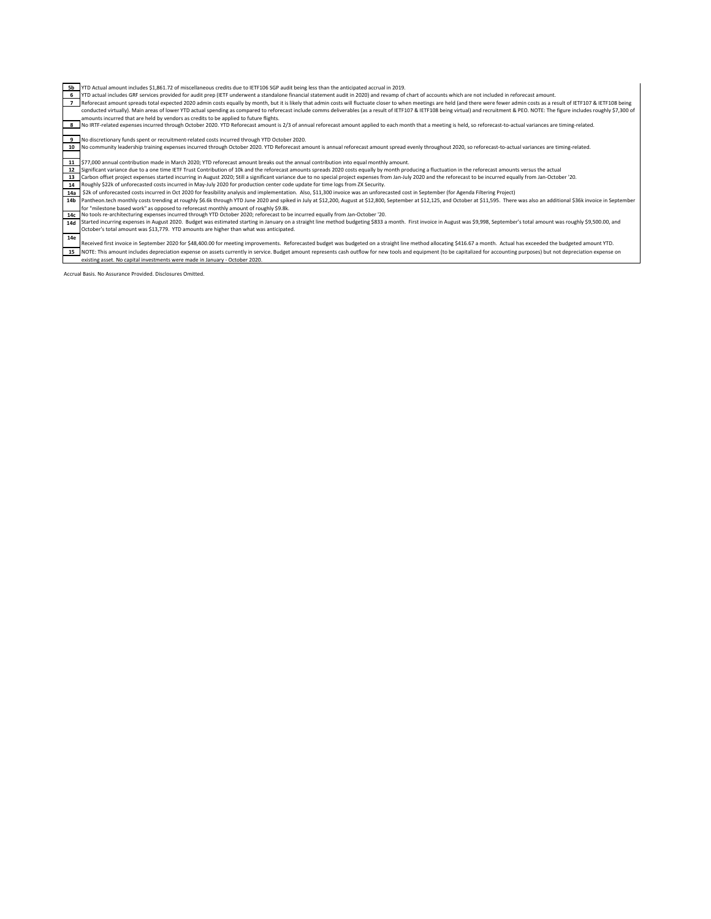| | |
|---|---|
| 5b | YTD Actual amount includes $1,861.72 of miscellaneous credits due to IETF106 SGP audit being less than the anticipated accrual in 2019. |
| 6 | YTD actual includes GRF services provided for audit prep (IETF underwent a standalone financial statement audit in 2020) and revamp of chart of accounts which are not included in reforecast amount. |
| 7 | Reforecast amount spreads total expected 2020 admin costs equally by month, but it is likely that admin costs will fluctuate closer to when meetings are held (and there were fewer admin costs as a result of IETF107 & IETF108 being conducted virtually). Main areas of lower YTD actual spending as compared to reforecast include comms deliverables (as a result of IETF107 & IETF108 being virtual) and recruitment & PEO. NOTE: The figure includes roughly $7,300 of amounts incurred that are held by vendors as credits to be applied to future flights. |
| 8 | No IRTF-related expenses incurred through October 2020. YTD Reforecast amount is 2/3 of annual reforecast amount applied to each month that a meeting is held, so reforecast-to-actual variances are timing-related. |
| | |
| 9 | No discretionary funds spent or recruitment-related costs incurred through YTD October 2020. |
| 10 | No community leadership training expenses incurred through October 2020. YTD Reforecast amount is annual reforecast amount spread evenly throughout 2020, so reforecast-to-actual variances are timing-related. |
| | |
| 11 | $77,000 annual contribution made in March 2020; YTD reforecast amount breaks out the annual contribution into equal monthly amount. |
| 12 | Significant variance due to a one time IETF Trust Contribution of 10k and the reforecast amounts spreads 2020 costs equally by month producing a fluctuation in the reforecast amounts versus the actual |
| 13 | Carbon offset project expenses started incurring in August 2020; Still a significant variance due to no special project expenses from Jan-July 2020 and the reforecast to be incurred equally from Jan-October '20. |
| 14 | Roughly $22k of unforecasted costs incurred in May-July 2020 for production center code update for time logs from ZX Security. |
| 14a | $2k of unforecasted costs incurred in Oct 2020 for feasibility analysis and implementation. Also, $11,300 invoice was an unforecasted cost in September (for Agenda Filtering Project) |
| 14b | Pantheon.tech monthly costs trending at roughly $6.6k through YTD June 2020 and spiked in July at $12,200, August at $12,800, September at $12,125, and October at $11,595. There was also an additional $36k invoice in September for "milestone based work" as opposed to reforecast monthly amount of roughly $9.8k. |
| 14c | No tools re-architecturing expenses incurred through YTD October 2020; reforecast to be incurred equally from Jan-October '20. |
| 14d | Started incurring expenses in August 2020. Budget was estimated starting in January on a straight line method budgeting $833 a month. First invoice in August was $9,998, September's total amount was roughly $9,500.00, and October's total amount was $13,779. YTD amounts are higher than what was anticipated. |
| 14e | Received first invoice in September 2020 for $48,400.00 for meeting improvements. Reforecasted budget was budgeted on a straight line method allocating $416.67 a month. Actual has exceeded the budgeted amount YTD. |
| 15 | NOTE: This amount includes depreciation expense on assets currently in service. Budget amount represents cash outflow for new tools and equipment (to be capitalized for accounting purposes) but not depreciation expense on existing asset. No capital investments were made in January - October 2020. |

Accrual Basis. No Assurance Provided. Disclosures Omitted.